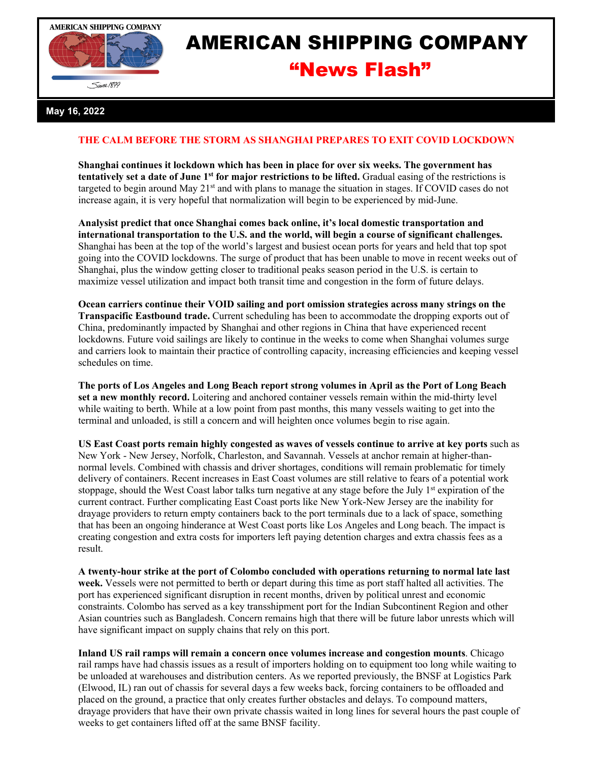# AMERICAN SHIPPING COMPANY

## "News Flash"

**May 16, 2022**

### THE CALM BEFORE THE STORM AS SHANGHAI PREPARES TO EXIT COVID LOCKDOWN

**Shanghai continues it lockdown which has been in place for over six weeks. The government has tentatively set a date of June 1st for major restrictions to be lifted.** Gradual easing of the restrictions is targeted to begin around May 21st and with plans to manage the situation in stages. If COVID cases do not increase again, it is very hopeful that normalization will begin to be experienced by mid-June.

**Analysist predict that once Shanghai comes back online, it's local domestic transportation and international transportation to the U.S. and the world, will begin a course of significant challenges.** Shanghai has been at the top of the world's largest and busiest ocean ports for years and held that top spot going into the COVID lockdowns. The surge of product that has been unable to move in recent weeks out of Shanghai, plus the window getting closer to traditional peaks season period in the U.S. is certain to maximize vessel utilization and impact both transit time and congestion in the form of future delays.

**Ocean carriers continue their VOID sailing and port omission strategies across many strings on the Transpacific Eastbound trade.** Current scheduling has been to accommodate the dropping exports out of China, predominantly impacted by Shanghai and other regions in China that have experienced recent lockdowns. Future void sailings are likely to continue in the weeks to come when Shanghai volumes surge and carriers look to maintain their practice of controlling capacity, increasing efficiencies and keeping vessel schedules on time.

**The ports of Los Angeles and Long Beach report strong volumes in April as the Port of Long Beach set a new monthly record.** Loitering and anchored container vessels remain within the mid-thirty level while waiting to berth. While at a low point from past months, this many vessels waiting to get into the terminal and unloaded, is still a concern and will heighten once volumes begin to rise again.

**US East Coast ports remain highly congested as waves of vessels continue to arrive at key ports** such as New York - New Jersey, Norfolk, Charleston, and Savannah. Vessels at anchor remain at higher-than-normal levels. Combined with chassis and driver shortages, conditions will remain problematic for timely delivery of containers. Recent increases in East Coast volumes are still relative to fears of a potential work stoppage, should the West Coast labor talks turn negative at any stage before the July 1st expiration of the current contract. Further complicating East Coast ports like New York-New Jersey are the inability for drayage providers to return empty containers back to the port terminals due to a lack of space, something that has been an ongoing hinderance at West Coast ports like Los Angeles and Long beach. The impact is creating congestion and extra costs for importers left paying detention charges and extra chassis fees as a result.

**A twenty-hour strike at the port of Colombo concluded with operations returning to normal late last week.** Vessels were not permitted to berth or depart during this time as port staff halted all activities. The port has experienced significant disruption in recent months, driven by political unrest and economic constraints. Colombo has served as a key transshipment port for the Indian Subcontinent Region and other Asian countries such as Bangladesh. Concern remains high that there will be future labor unrests which will have significant impact on supply chains that rely on this port.

**Inland US rail ramps will remain a concern once volumes increase and congestion mounts**. Chicago rail ramps have had chassis issues as a result of importers holding on to equipment too long while waiting to be unloaded at warehouses and distribution centers. As we reported previously, the BNSF at Logistics Park (Elwood, IL) ran out of chassis for several days a few weeks back, forcing containers to be offloaded and placed on the ground, a practice that only creates further obstacles and delays. To compound matters, drayage providers that have their own private chassis waited in long lines for several hours the past couple of weeks to get containers lifted off at the same BNSF facility.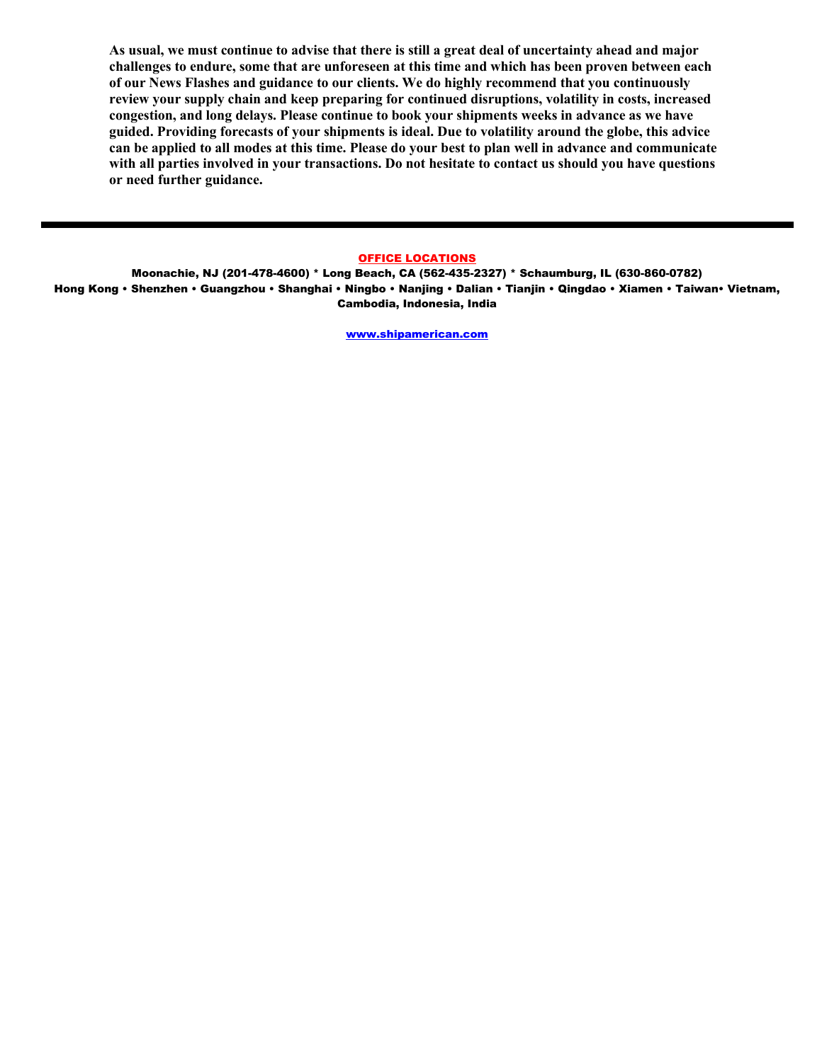**As usual, we must continue to advise that there is still a great deal of uncertainty ahead and major challenges to endure, some that are unforeseen at this time and which has been proven between each of our News Flashes and guidance to our clients. We do highly recommend that you continuously review your supply chain and keep preparing for continued disruptions, volatility in costs, increased congestion, and long delays. Please continue to book your shipments weeks in advance as we have guided. Providing forecasts of your shipments is ideal. Due to volatility around the globe, this advice can be applied to all modes at this time. Please do your best to plan well in advance and communicate with all parties involved in your transactions. Do not hesitate to contact us should you have questions or need further guidance.**

---

**OFFICE LOCATIONS**

**Moonachie, NJ (201-478-4600) * Long Beach, CA (562-435-2327) * Schaumburg, IL (630-860-0782)**
**Hong Kong • Shenzhen • Guangzhou • Shanghai • Ningbo • Nanjing • Dalian • Tianjin • Qingdao • Xiamen • Taiwan• Vietnam, Cambodia, Indonesia, India**

**www.shipamerican.com**